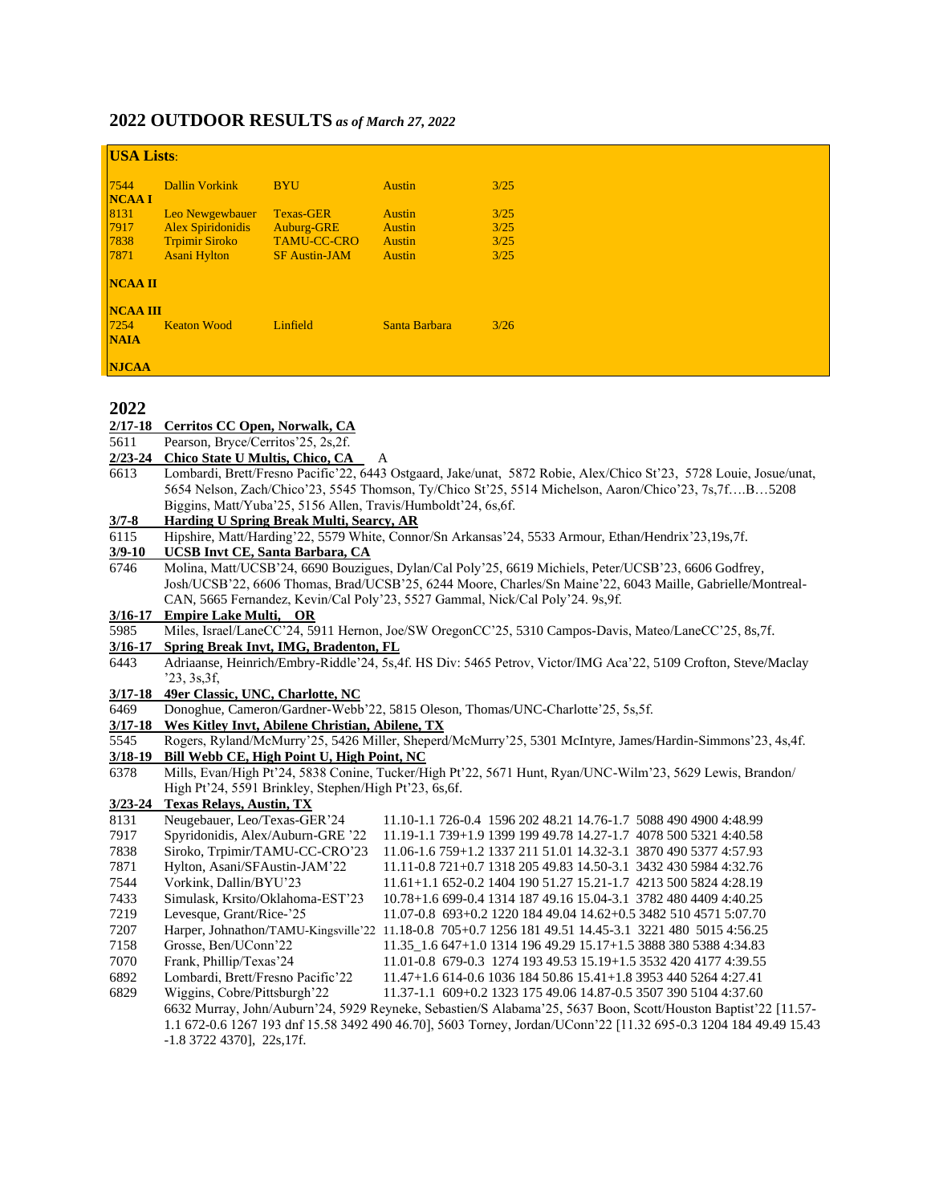## 2022 OUTDOOR RESULTS *as of March 27, 2022*

**USA Lists**:

| | | | | |
|---|---|---|---|---|
| 7544 | Dallin Vorkink | BYU | Austin | 3/25 |
| **NCAA I** | | | | |
| 8131 | Leo Newgewbauer | Texas-GER | Austin | 3/25 |
| 7917 | Alex Spiridonidis | Auburg-GRE | Austin | 3/25 |
| 7838 | Trpimir Siroko | TAMU-CC-CRO | Austin | 3/25 |
| 7871 | Asani Hylton | SF Austin-JAM | Austin | 3/25 |
| **NCAA II** | | | | |
| **NCAA III** | | | | |
| 7254 | Keaton Wood | Linfield | Santa Barbara | 3/26 |
| **NAIA** | | | | |
| **NJCAA** | | | | |

## 2022

**2/17-18 Cerritos CC Open, Norwalk, CA**

5611 Pearson, Bryce/Cerritos'25, 2s,2f.

**2/23-24 Chico State U Multis, Chico, CA** A

6613 Lombardi, Brett/Fresno Pacific'22, 6443 Ostgaard, Jake/unat, 5872 Robie, Alex/Chico St'23, 5728 Louie, Josue/unat, 5654 Nelson, Zach/Chico'23, 5545 Thomson, Ty/Chico St'25, 5514 Michelson, Aaron/Chico'23, 7s,7f….B…5208 Biggins, Matt/Yuba'25, 5156 Allen, Travis/Humboldt'24, 6s,6f.

**3/7-8 Harding U Spring Break Multi, Searcy, AR**

6115 Hipshire, Matt/Harding'22, 5579 White, Connor/Sn Arkansas'24, 5533 Armour, Ethan/Hendrix'23,19s,7f.

**3/9-10 UCSB Invt CE, Santa Barbara, CA**

6746 Molina, Matt/UCSB'24, 6690 Bouzigues, Dylan/Cal Poly'25, 6619 Michiels, Peter/UCSB'23, 6606 Godfrey, Josh/UCSB'22, 6606 Thomas, Brad/UCSB'25, 6244 Moore, Charles/Sn Maine'22, 6043 Maille, Gabrielle/Montreal-CAN, 5665 Fernandez, Kevin/Cal Poly'23, 5527 Gammal, Nick/Cal Poly'24. 9s,9f.

**3/16-17 Empire Lake Multi, OR**

5985 Miles, Israel/LaneCC'24, 5911 Hernon, Joe/SW OregonCC'25, 5310 Campos-Davis, Mateo/LaneCC'25, 8s,7f.

**3/16-17 Spring Break Invt, IMG, Bradenton, FL**

6443 Adriaanse, Heinrich/Embry-Riddle'24, 5s,4f. HS Div: 5465 Petrov, Victor/IMG Aca'22, 5109 Crofton, Steve/Maclay '23, 3s,3f,

**3/17-18 49er Classic, UNC, Charlotte, NC**

6469 Donoghue, Cameron/Gardner-Webb'22, 5815 Oleson, Thomas/UNC-Charlotte'25, 5s,5f.

**3/17-18 Wes Kitley Invt, Abilene Christian, Abilene, TX**

5545 Rogers, Ryland/McMurry'25, 5426 Miller, Sheperd/McMurry'25, 5301 McIntyre, James/Hardin-Simmons'23, 4s,4f.

**3/18-19 Bill Webb CE, High Point U, High Point, NC**

6378 Mills, Evan/High Pt'24, 5838 Conine, Tucker/High Pt'22, 5671 Hunt, Ryan/UNC-Wilm'23, 5629 Lewis, Brandon/ High Pt'24, 5591 Brinkley, Stephen/High Pt'23, 6s,6f.

**3/23-24 Texas Relays, Austin, TX**

| | | |
|---|---|---|
| 8131 | Neugebauer, Leo/Texas-GER'24 | 11.10-1.1 726-0.4 1596 202 48.21 14.76-1.7 5088 490 4900 4:48.99 |
| 7917 | Spyridonidis, Alex/Auburn-GRE '22 | 11.19-1.1 739+1.9 1399 199 49.78 14.27-1.7 4078 500 5321 4:40.58 |
| 7838 | Siroko, Trpimir/TAMU-CC-CRO'23 | 11.06-1.6 759+1.2 1337 211 51.01 14.32-3.1 3870 490 5377 4:57.93 |
| 7871 | Hylton, Asani/SFAustin-JAM'22 | 11.11-0.8 721+0.7 1318 205 49.83 14.50-3.1 3432 430 5984 4:32.76 |
| 7544 | Vorkink, Dallin/BYU'23 | 11.61+1.1 652-0.2 1404 190 51.27 15.21-1.7 4213 500 5824 4:28.19 |
| 7433 | Simulask, Krsito/Oklahoma-EST'23 | 10.78+1.6 699-0.4 1314 187 49.16 15.04-3.1 3782 480 4409 4:40.25 |
| 7219 | Levesque, Grant/Rice-'25 | 11.07-0.8 693+0.2 1220 184 49.04 14.62+0.5 3482 510 4571 5:07.70 |
| 7207 | Harper, Johnathon/TAMU-Kingsville'22 | 11.18-0.8 705+0.7 1256 181 49.51 14.45-3.1 3221 480 5015 4:56.25 |
| 7158 | Grosse, Ben/UConn'22 | 11.35_1.6 647+1.0 1314 196 49.29 15.17+1.5 3888 380 5388 4:34.83 |
| 7070 | Frank, Phillip/Texas'24 | 11.01-0.8 679-0.3 1274 193 49.53 15.19+1.5 3532 420 4177 4:39.55 |
| 6892 | Lombardi, Brett/Fresno Pacific'22 | 11.47+1.6 614-0.6 1036 184 50.86 15.41+1.8 3953 440 5264 4:27.41 |
| 6829 | Wiggins, Cobre/Pittsburgh'22 | 11.37-1.1 609+0.2 1323 175 49.06 14.87-0.5 3507 390 5104 4:37.60 |

6632 Murray, John/Auburn'24, 5929 Reyneke, Sebastien/S Alabama'25, 5637 Boon, Scott/Houston Baptist'22 [11.57-1.1 672-0.6 1267 193 dnf 15.58 3492 490 46.70], 5603 Torney, Jordan/UConn'22 [11.32 695-0.3 1204 184 49.49 15.43 -1.8 3722 4370], 22s,17f.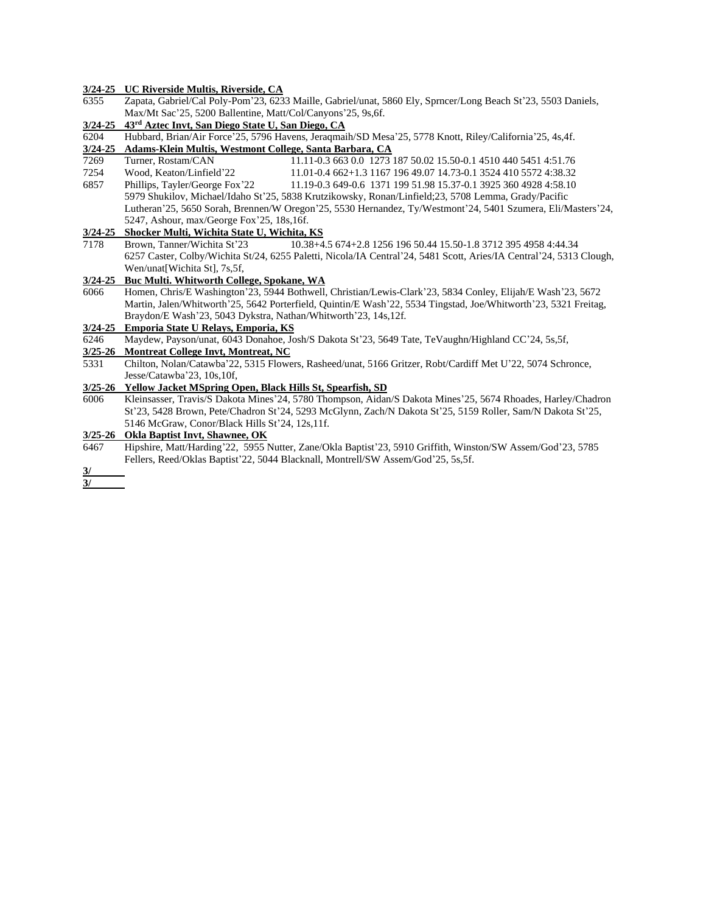**3/24-25 UC Riverside Multis, Riverside, CA**

6355 Zapata, Gabriel/Cal Poly-Pom'23, 6233 Maille, Gabriel/unat, 5860 Ely, Sprncer/Long Beach St'23, 5503 Daniels, Max/Mt Sac'25, 5200 Ballentine, Matt/Col/Canyons'25, 9s,6f.

**3/24-25 43rd Aztec Invt, San Diego State U, San Diego, CA**

6204 Hubbard, Brian/Air Force'25, 5796 Havens, Jeraqmaih/SD Mesa'25, 5778 Knott, Riley/California'25, 4s,4f.

**3/24-25 Adams-Klein Multis, Westmont College, Santa Barbara, CA**

7269 Turner, Rostam/CAN 11.11-0.3 663 0.0 1273 187 50.02 15.50-0.1 4510 440 5451 4:51.76

7254 Wood, Keaton/Linfield'22 11.01-0.4 662+1.3 1167 196 49.07 14.73-0.1 3524 410 5572 4:38.32

6857 Phillips, Tayler/George Fox'22 11.19-0.3 649-0.6 1371 199 51.98 15.37-0.1 3925 360 4928 4:58.10

5979 Shukilov, Michael/Idaho St'25, 5838 Krutzikowsky, Ronan/Linfield;23, 5708 Lemma, Grady/Pacific Lutheran'25, 5650 Sorah, Brennen/W Oregon'25, 5530 Hernandez, Ty/Westmont'24, 5401 Szumera, Eli/Masters'24, 5247, Ashour, max/George Fox'25, 18s,16f.

**3/24-25 Shocker Multi, Wichita State U, Wichita, KS**

7178 Brown, Tanner/Wichita St'23 10.38+4.5 674+2.8 1256 196 50.44 15.50-1.8 3712 395 4958 4:44.34

6257 Caster, Colby/Wichita St/24, 6255 Paletti, Nicola/IA Central'24, 5481 Scott, Aries/IA Central'24, 5313 Clough, Wen/unat[Wichita St], 7s,5f,

**3/24-25 Buc Multi. Whitworth College, Spokane, WA**

6066 Homen, Chris/E Washington'23, 5944 Bothwell, Christian/Lewis-Clark'23, 5834 Conley, Elijah/E Wash'23, 5672 Martin, Jalen/Whitworth'25, 5642 Porterfield, Quintin/E Wash'22, 5534 Tingstad, Joe/Whitworth'23, 5321 Freitag, Braydon/E Wash'23, 5043 Dykstra, Nathan/Whitworth'23, 14s,12f.

**3/24-25 Emporia State U Relays, Emporia, KS**

6246 Maydew, Payson/unat, 6043 Donahoe, Josh/S Dakota St'23, 5649 Tate, TeVaughn/Highland CC'24, 5s,5f,

**3/25-26 Montreat College Invt, Montreat, NC**

5331 Chilton, Nolan/Catawba'22, 5315 Flowers, Rasheed/unat, 5166 Gritzer, Robt/Cardiff Met U'22, 5074 Schronce, Jesse/Catawba'23, 10s,10f,

**3/25-26 Yellow Jacket MSpring Open, Black Hills St, Spearfish, SD**

6006 Kleinsasser, Travis/S Dakota Mines'24, 5780 Thompson, Aidan/S Dakota Mines'25, 5674 Rhoades, Harley/Chadron St'23, 5428 Brown, Pete/Chadron St'24, 5293 McGlynn, Zach/N Dakota St'25, 5159 Roller, Sam/N Dakota St'25, 5146 McGraw, Conor/Black Hills St'24, 12s,11f.

**3/25-26 Okla Baptist Invt, Shawnee, OK**

6467 Hipshire, Matt/Harding'22, 5955 Nutter, Zane/Okla Baptist'23, 5910 Griffith, Winston/SW Assem/God'23, 5785 Fellers, Reed/Oklas Baptist'22, 5044 Blacknall, Montrell/SW Assem/God'25, 5s,5f.

**3/**

**3/**